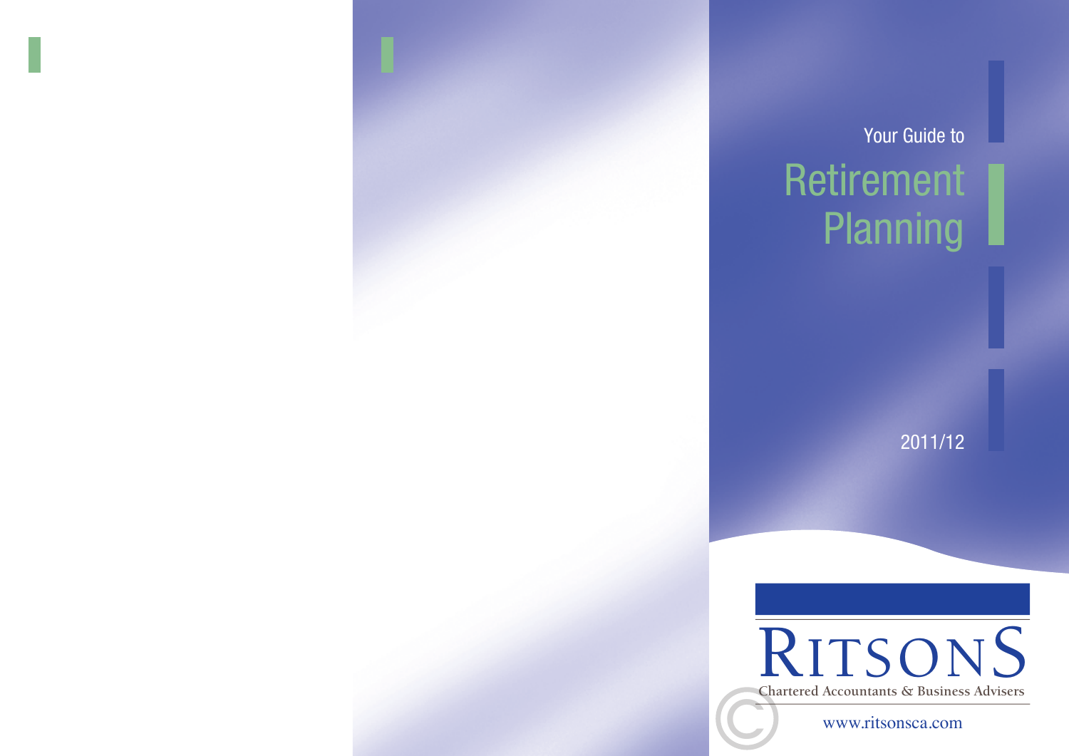Your Guide to

# Retirement Planning

2011/12

RITSONS

Chartered Accountants & Business Advisers

www.ritsonsca.com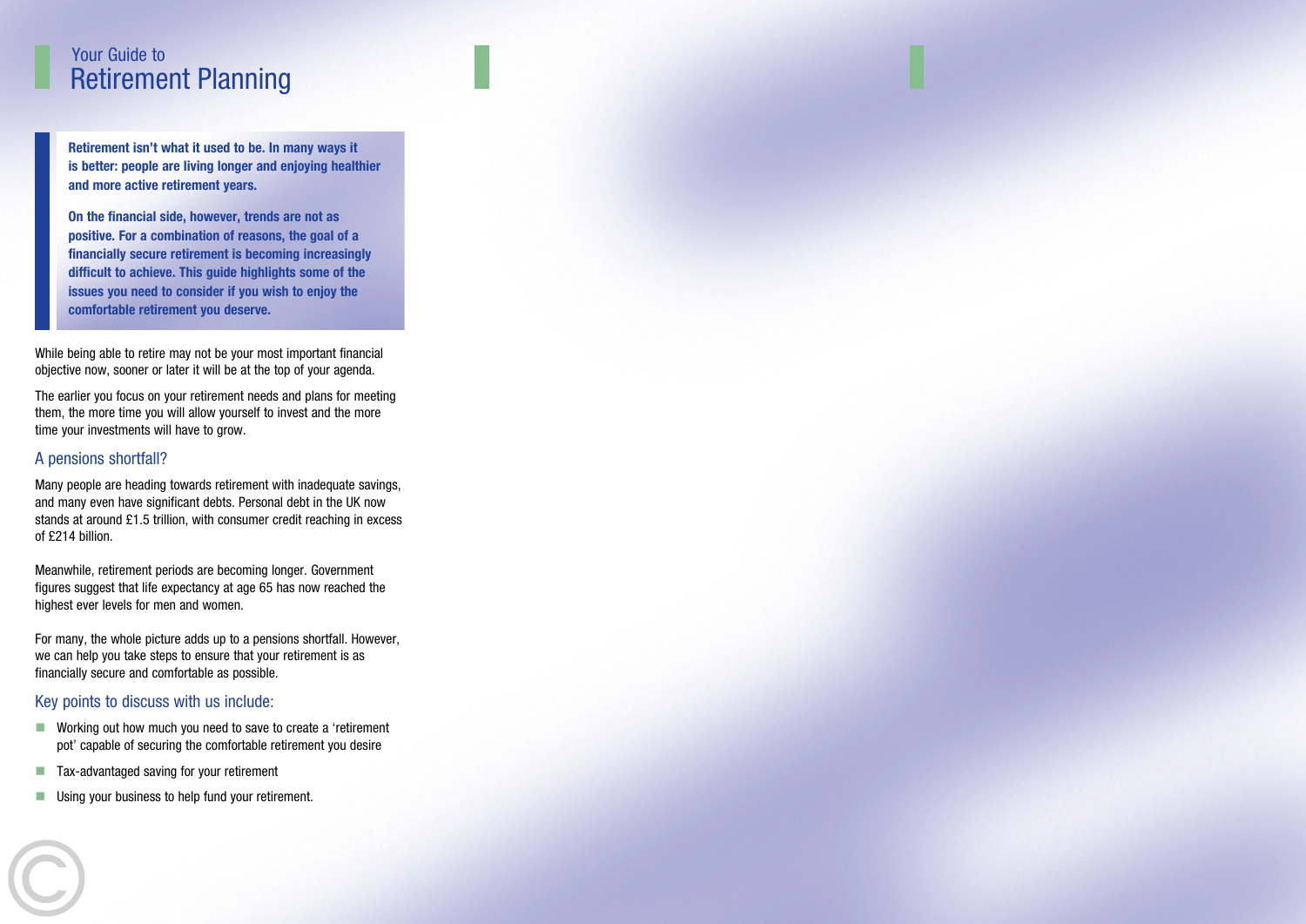# Your Guide to Retirement Planning

**Retirement isn't what it used to be. In many ways it is better: people are living longer and enjoying healthier and more active retirement years.**

**On the financial side, however, trends are not as positive. For a combination of reasons, the goal of a financially secure retirement is becoming increasingly difficult to achieve. This guide highlights some of the issues you need to consider if you wish to enjoy the comfortable retirement you deserve.**

While being able to retire may not be your most important financial objective now, sooner or later it will be at the top of your agenda.

The earlier you focus on your retirement needs and plans for meeting them, the more time you will allow yourself to invest and the more time your investments will have to grow.

## A pensions shortfall?

Many people are heading towards retirement with inadequate savings, and many even have significant debts. Personal debt in the UK now stands at around £1.5 trillion, with consumer credit reaching in excess of £214 billion.

Meanwhile, retirement periods are becoming longer. Government figures suggest that life expectancy at age 65 has now reached the highest ever levels for men and women.

For many, the whole picture adds up to a pensions shortfall. However, we can help you take steps to ensure that your retirement is as financially secure and comfortable as possible.

## Key points to discuss with us include:

- Working out how much you need to save to create a 'retirement pot' capable of securing the comfortable retirement you desire
- Tax-advantaged saving for your retirement
- Using your business to help fund your retirement.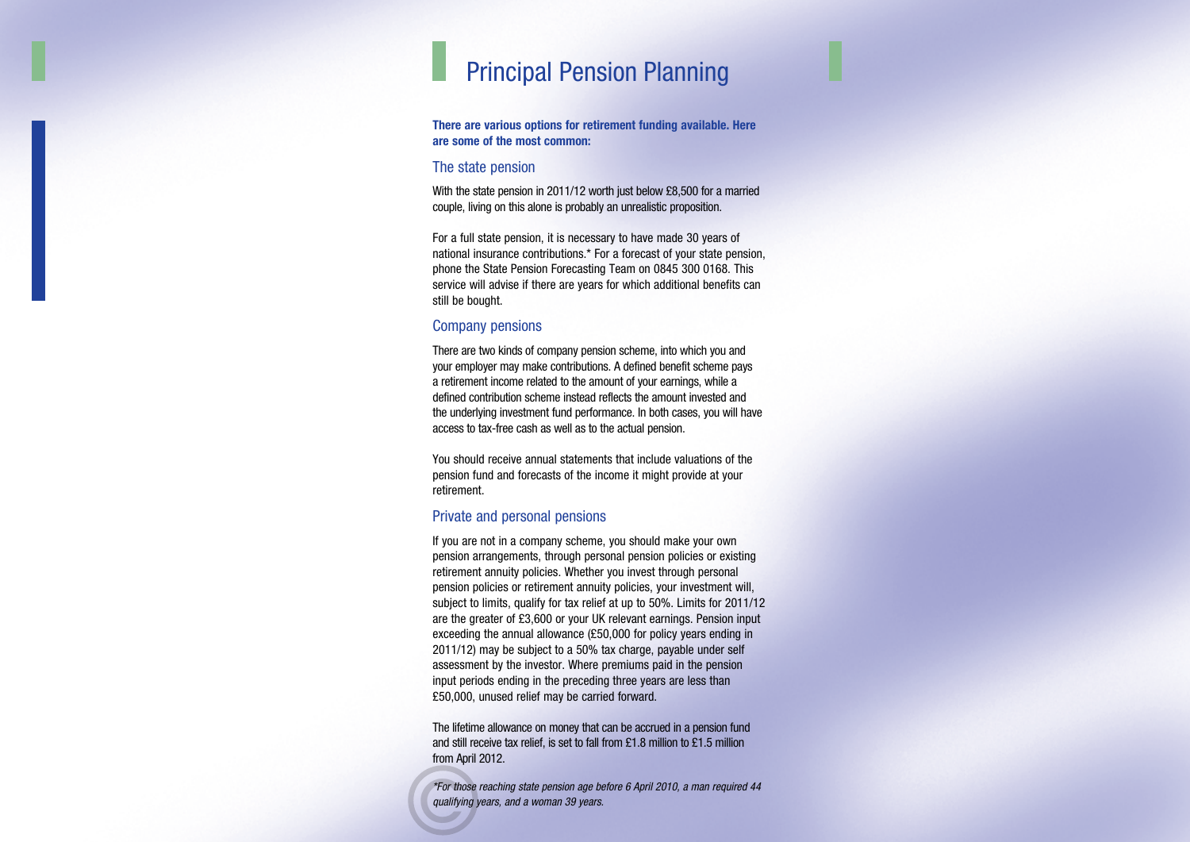# Principal Pension Planning

**There are various options for retirement funding available. Here are some of the most common:**

## The state pension

With the state pension in 2011/12 worth just below £8,500 for a married couple, living on this alone is probably an unrealistic proposition.

For a full state pension, it is necessary to have made 30 years of national insurance contributions.* For a forecast of your state pension, phone the State Pension Forecasting Team on 0845 300 0168. This service will advise if there are years for which additional benefits can still be bought.

## Company pensions

There are two kinds of company pension scheme, into which you and your employer may make contributions. A defined benefit scheme pays a retirement income related to the amount of your earnings, while a defined contribution scheme instead reflects the amount invested and the underlying investment fund performance. In both cases, you will have access to tax-free cash as well as to the actual pension.

You should receive annual statements that include valuations of the pension fund and forecasts of the income it might provide at your retirement.

## Private and personal pensions

If you are not in a company scheme, you should make your own pension arrangements, through personal pension policies or existing retirement annuity policies. Whether you invest through personal pension policies or retirement annuity policies, your investment will, subject to limits, qualify for tax relief at up to 50%. Limits for 2011/12 are the greater of £3,600 or your UK relevant earnings. Pension input exceeding the annual allowance (£50,000 for policy years ending in 2011/12) may be subject to a 50% tax charge, payable under self assessment by the investor. Where premiums paid in the pension input periods ending in the preceding three years are less than £50,000, unused relief may be carried forward.

The lifetime allowance on money that can be accrued in a pension fund and still receive tax relief, is set to fall from £1.8 million to £1.5 million from April 2012.

*\*For those reaching state pension age before 6 April 2010, a man required 44 qualifying years, and a woman 39 years.*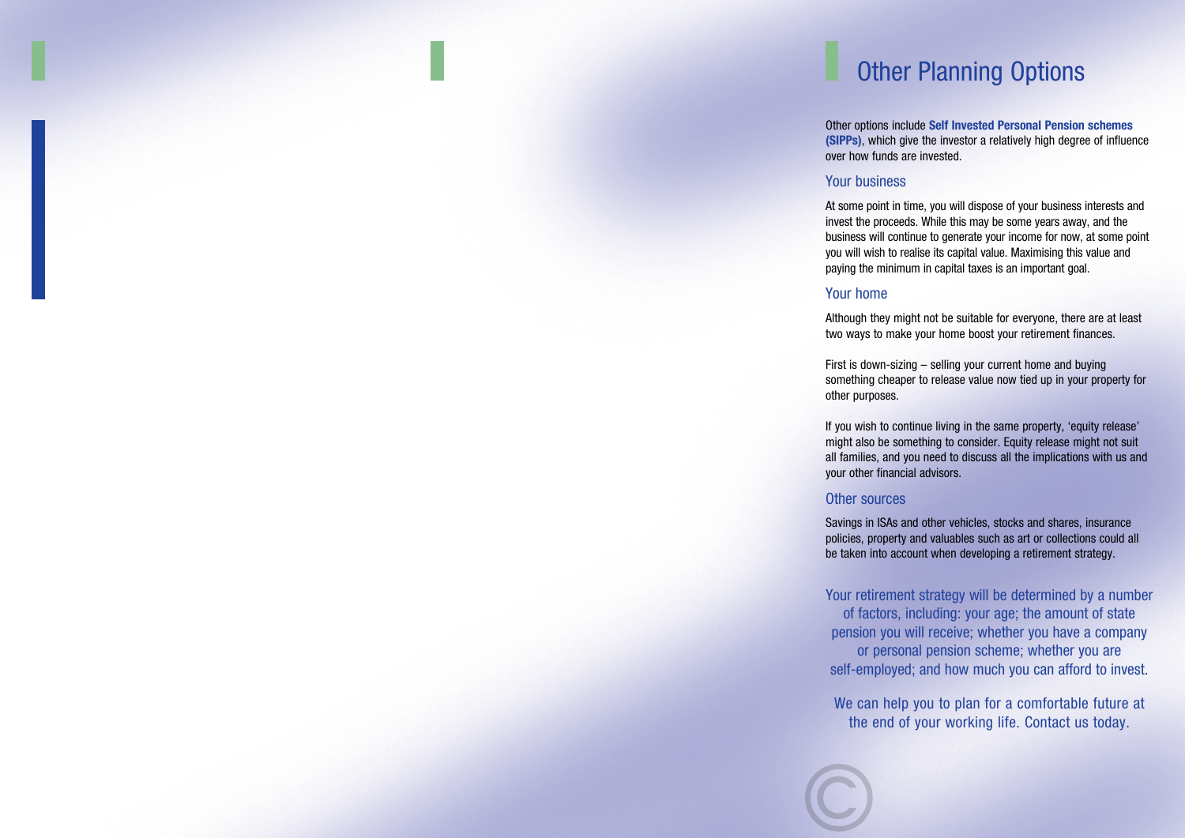# Other Planning Options

Other options include **Self Invested Personal Pension schemes (SIPPs)**, which give the investor a relatively high degree of influence over how funds are invested.

## Your business

At some point in time, you will dispose of your business interests and invest the proceeds. While this may be some years away, and the business will continue to generate your income for now, at some point you will wish to realise its capital value. Maximising this value and paying the minimum in capital taxes is an important goal.

## Your home

Although they might not be suitable for everyone, there are at least two ways to make your home boost your retirement finances.

First is down-sizing – selling your current home and buying something cheaper to release value now tied up in your property for other purposes.

If you wish to continue living in the same property, 'equity release' might also be something to consider. Equity release might not suit all families, and you need to discuss all the implications with us and your other financial advisors.

## Other sources

Savings in ISAs and other vehicles, stocks and shares, insurance policies, property and valuables such as art or collections could all be taken into account when developing a retirement strategy.

Your retirement strategy will be determined by a number of factors, including: your age; the amount of state pension you will receive; whether you have a company or personal pension scheme; whether you are self-employed; and how much you can afford to invest.

We can help you to plan for a comfortable future at the end of your working life. Contact us today.

©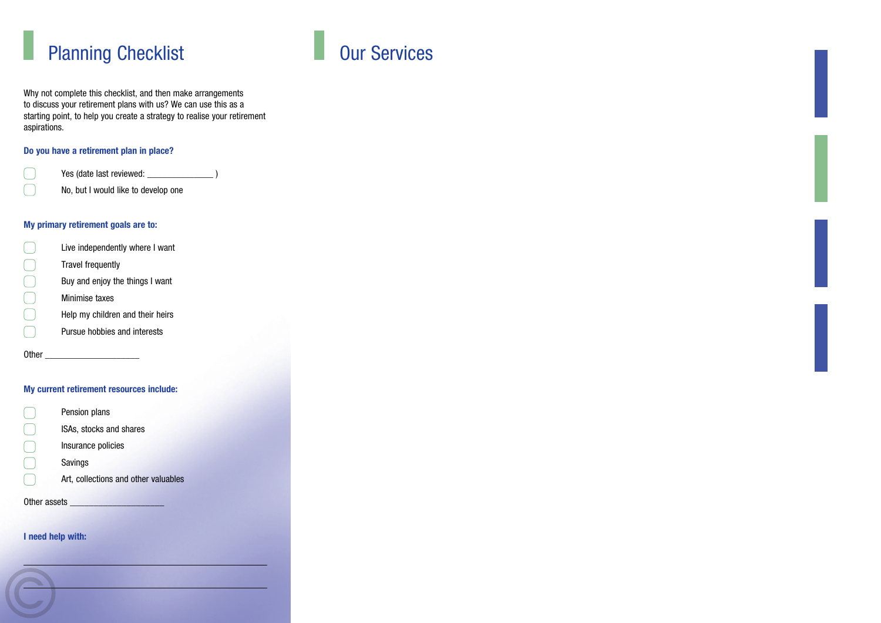## Planning Checklist

Why not complete this checklist, and then make arrangements to discuss your retirement plans with us? We can use this as a starting point, to help you create a strategy to realise your retirement aspirations.

**Do you have a retirement plan in place?**

- [ ] Yes (date last reviewed: ______________ )
- [ ] No, but I would like to develop one

**My primary retirement goals are to:**

- [ ] Live independently where I want
- [ ] Travel frequently
- [ ] Buy and enjoy the things I want
- [ ] Minimise taxes
- [ ] Help my children and their heirs
- [ ] Pursue hobbies and interests

Other ____________________

**My current retirement resources include:**

- [ ] Pension plans
- [ ] ISAs, stocks and shares
- [ ] Insurance policies
- [ ] Savings
- [ ] Art, collections and other valuables

Other assets ____________________

**I need help with:**

____________________________________________________

____________________________________________________

## Our Services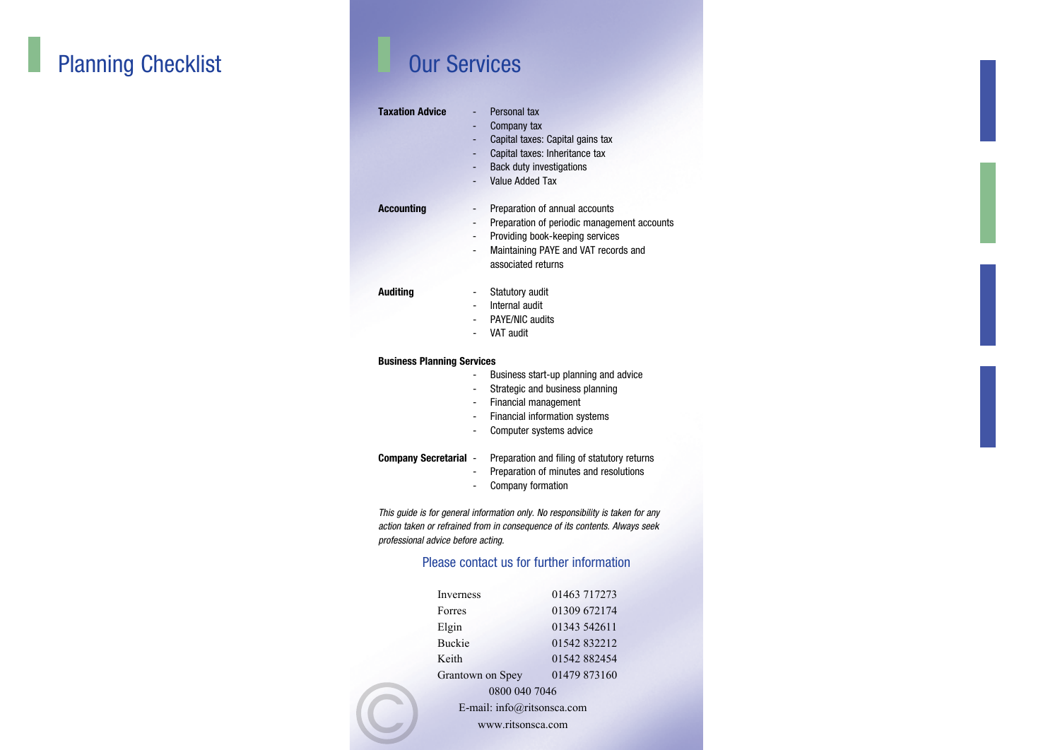## Planning Checklist

## Our Services

**Taxation Advice**
- Personal tax
- Company tax
- Capital taxes: Capital gains tax
- Capital taxes: Inheritance tax
- Back duty investigations
- Value Added Tax

**Accounting**
- Preparation of annual accounts
- Preparation of periodic management accounts
- Providing book-keeping services
- Maintaining PAYE and VAT records and associated returns

**Auditing**
- Statutory audit
- Internal audit
- PAYE/NIC audits
- VAT audit

**Business Planning Services**
- Business start-up planning and advice
- Strategic and business planning
- Financial management
- Financial information systems
- Computer systems advice

**Company Secretarial**
- Preparation and filing of statutory returns
- Preparation of minutes and resolutions
- Company formation

*This guide is for general information only. No responsibility is taken for any action taken or refrained from in consequence of its contents. Always seek professional advice before acting.*

### Please contact us for further information

| | |
|---|---|
| Inverness | 01463 717273 |
| Forres | 01309 672174 |
| Elgin | 01343 542611 |
| Buckie | 01542 832212 |
| Keith | 01542 882454 |
| Grantown on Spey | 01479 873160 |

0800 040 7046

E-mail: info@ritsonsca.com

www.ritsonsca.com